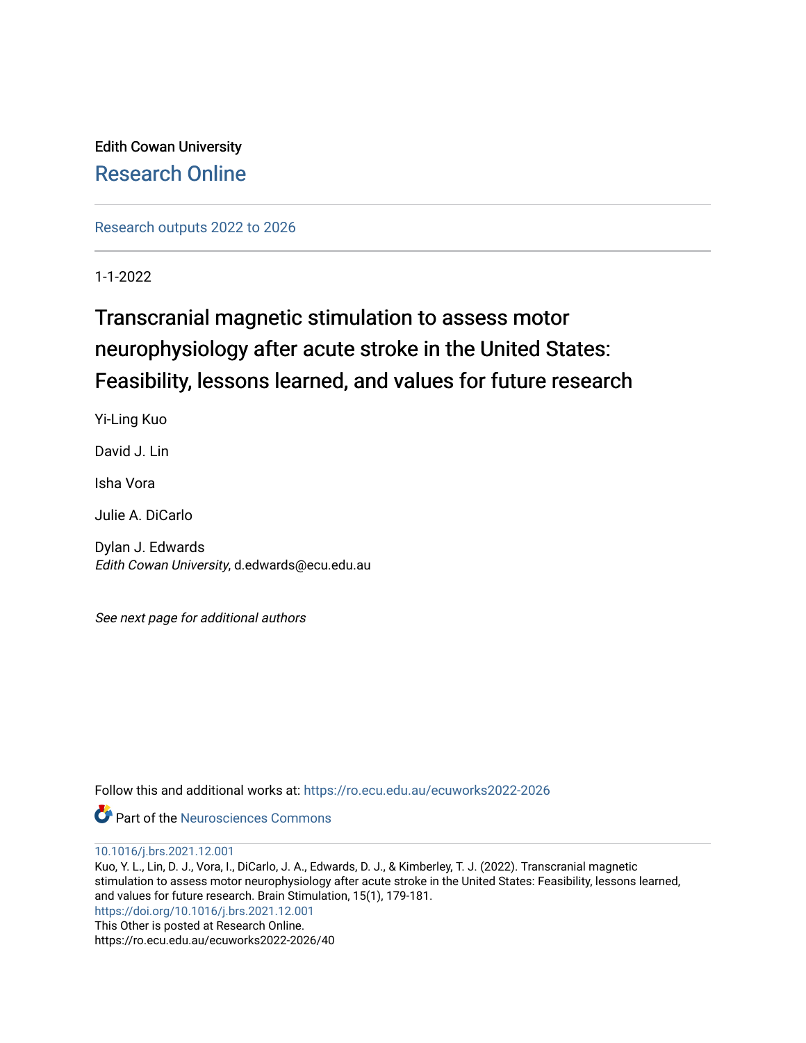Edith Cowan University

Research Online

Research outputs 2022 to 2026

1-1-2022

# Transcranial magnetic stimulation to assess motor neurophysiology after acute stroke in the United States: Feasibility, lessons learned, and values for future research

Yi-Ling Kuo

David J. Lin

Isha Vora

Julie A. DiCarlo

Dylan J. Edwards
*Edith Cowan University*, d.edwards@ecu.edu.au

*See next page for additional authors*

Follow this and additional works at: https://ro.ecu.edu.au/ecuworks2022-2026

Part of the Neurosciences Commons

10.1016/j.brs.2021.12.001

Kuo, Y. L., Lin, D. J., Vora, I., DiCarlo, J. A., Edwards, D. J., & Kimberley, T. J. (2022). Transcranial magnetic stimulation to assess motor neurophysiology after acute stroke in the United States: Feasibility, lessons learned, and values for future research. Brain Stimulation, 15(1), 179-181.

https://doi.org/10.1016/j.brs.2021.12.001

This Other is posted at Research Online.

https://ro.ecu.edu.au/ecuworks2022-2026/40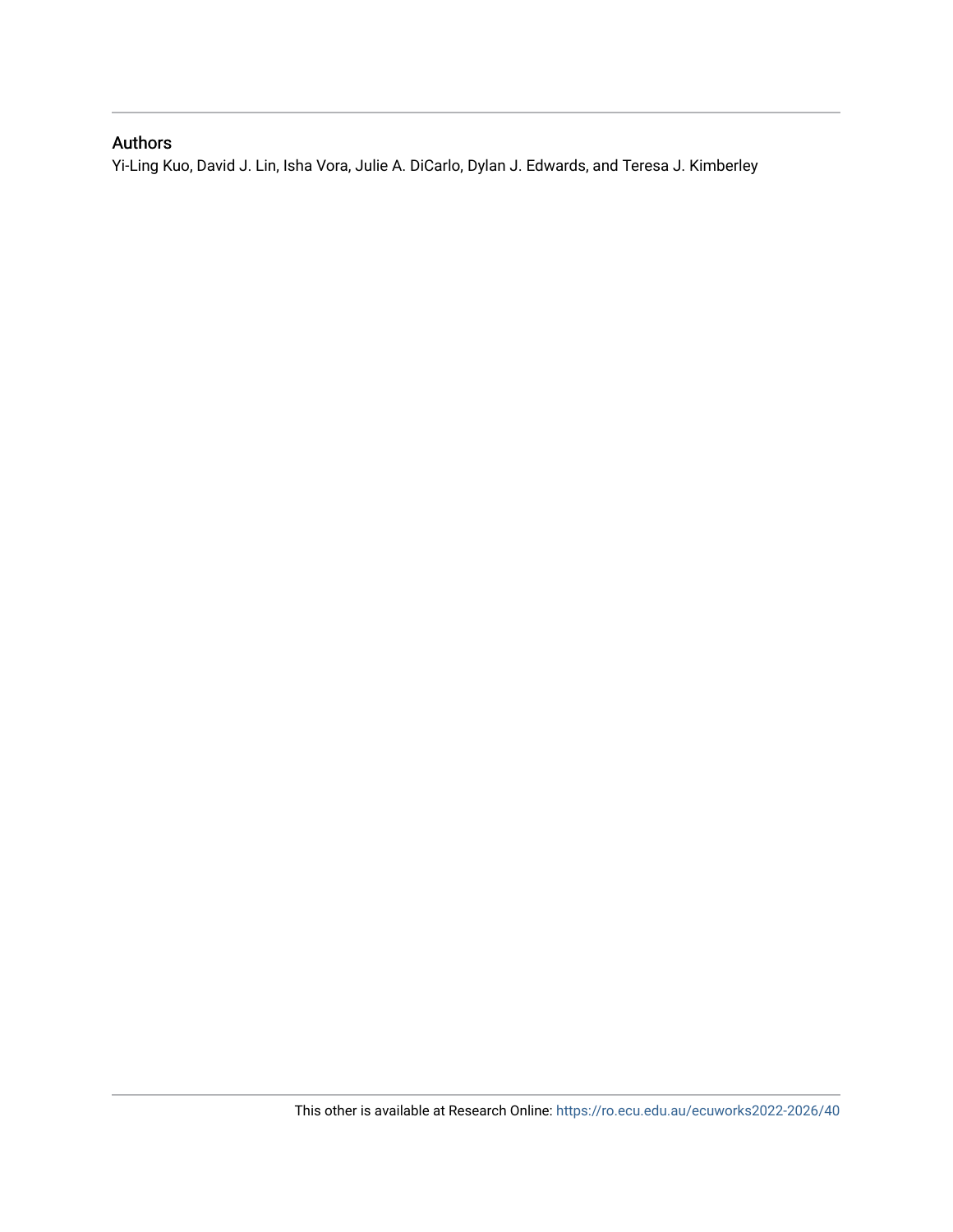## Authors

Yi-Ling Kuo, David J. Lin, Isha Vora, Julie A. DiCarlo, Dylan J. Edwards, and Teresa J. Kimberley

This other is available at Research Online: https://ro.ecu.edu.au/ecuworks2022-2026/40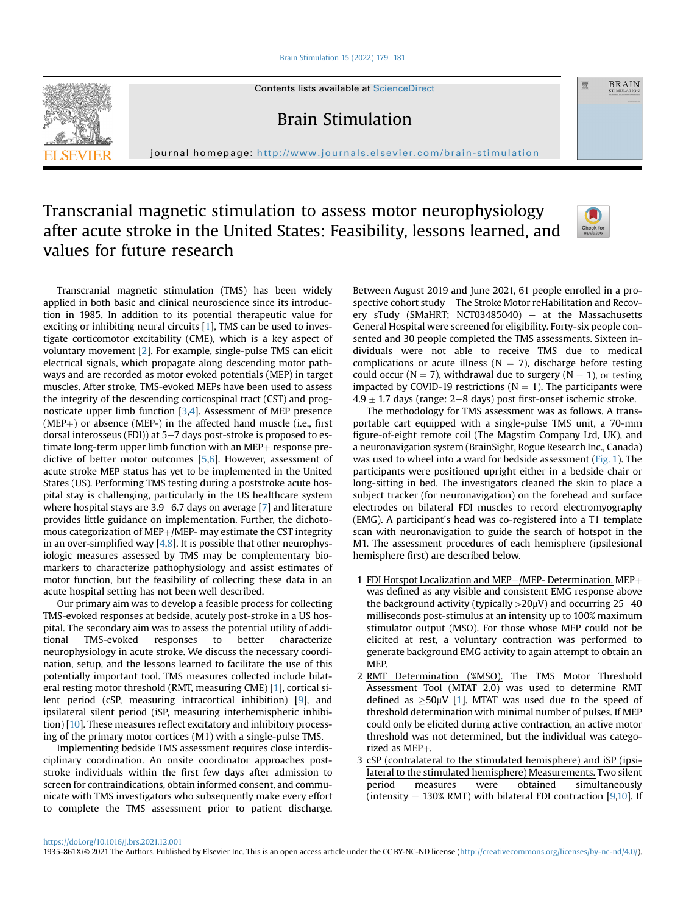Contents lists available at ScienceDirect

# Brain Stimulation

journal homepage: http://www.journals.elsevier.com/brain-stimulation

# Transcranial magnetic stimulation to assess motor neurophysiology after acute stroke in the United States: Feasibility, lessons learned, and values for future research

Transcranial magnetic stimulation (TMS) has been widely applied in both basic and clinical neuroscience since its introduction in 1985. In addition to its potential therapeutic value for exciting or inhibiting neural circuits [1], TMS can be used to investigate corticomotor excitability (CME), which is a key aspect of voluntary movement [2]. For example, single-pulse TMS can elicit electrical signals, which propagate along descending motor pathways and are recorded as motor evoked potentials (MEP) in target muscles. After stroke, TMS-evoked MEPs have been used to assess the integrity of the descending corticospinal tract (CST) and prognosticate upper limb function [3,4]. Assessment of MEP presence (MEP+) or absence (MEP-) in the affected hand muscle (i.e., first dorsal interosseus (FDI)) at 5–7 days post-stroke is proposed to estimate long-term upper limb function with an MEP+ response predictive of better motor outcomes [5,6]. However, assessment of acute stroke MEP status has yet to be implemented in the United States (US). Performing TMS testing during a poststroke acute hospital stay is challenging, particularly in the US healthcare system where hospital stays are 3.9–6.7 days on average [7] and literature provides little guidance on implementation. Further, the dichotomous categorization of MEP+/MEP- may estimate the CST integrity in an over-simplified way [4,8]. It is possible that other neurophysiologic measures assessed by TMS may be complementary biomarkers to characterize pathophysiology and assist estimates of motor function, but the feasibility of collecting these data in an acute hospital setting has not been well described.

Our primary aim was to develop a feasible process for collecting TMS-evoked responses at bedside, acutely post-stroke in a US hospital. The secondary aim was to assess the potential utility of additional TMS-evoked responses to better characterize neurophysiology in acute stroke. We discuss the necessary coordination, setup, and the lessons learned to facilitate the use of this potentially important tool. TMS measures collected include bilateral resting motor threshold (RMT, measuring CME) [1], cortical silent period (cSP, measuring intracortical inhibition) [9], and ipsilateral silent period (iSP, measuring interhemispheric inhibition) [10]. These measures reflect excitatory and inhibitory processing of the primary motor cortices (M1) with a single-pulse TMS.

Implementing bedside TMS assessment requires close interdisciplinary coordination. An onsite coordinator approaches post-stroke individuals within the first few days after admission to screen for contraindications, obtain informed consent, and communicate with TMS investigators who subsequently make every effort to complete the TMS assessment prior to patient discharge. Between August 2019 and June 2021, 61 people enrolled in a prospective cohort study – The Stroke Motor reHabilitation and Recovery sTudy (SMaHRT; NCT03485040) – at the Massachusetts General Hospital were screened for eligibility. Forty-six people consented and 30 people completed the TMS assessments. Sixteen individuals were not able to receive TMS due to medical complications or acute illness (N = 7), discharge before testing could occur (N = 7), withdrawal due to surgery (N = 1), or testing impacted by COVID-19 restrictions (N = 1). The participants were 4.9 ± 1.7 days (range: 2–8 days) post first-onset ischemic stroke.

The methodology for TMS assessment was as follows. A transportable cart equipped with a single-pulse TMS unit, a 70-mm figure-of-eight remote coil (The Magstim Company Ltd, UK), and a neuronavigation system (BrainSight, Rogue Research Inc., Canada) was used to wheel into a ward for bedside assessment (Fig. 1). The participants were positioned upright either in a bedside chair or long-sitting in bed. The investigators cleaned the skin to place a subject tracker (for neuronavigation) on the forehead and surface electrodes on bilateral FDI muscles to record electromyography (EMG). A participant's head was co-registered into a T1 template scan with neuronavigation to guide the search of hotspot in the M1. The assessment procedures of each hemisphere (ipsilesional hemisphere first) are described below.

1. FDI Hotspot Localization and MEP+/MEP- Determination. MEP+ was defined as any visible and consistent EMG response above the background activity (typically >20μV) and occurring 25–40 milliseconds post-stimulus at an intensity up to 100% maximum stimulator output (MSO). For those whose MEP could not be elicited at rest, a voluntary contraction was performed to generate background EMG activity to again attempt to obtain an MEP.
2. RMT Determination (%MSO). The TMS Motor Threshold Assessment Tool (MTAT 2.0) was used to determine RMT defined as ≥50μV [1]. MTAT was used due to the speed of threshold determination with minimal number of pulses. If MEP could only be elicited during active contraction, an active motor threshold was not determined, but the individual was categorized as MEP+.
3. cSP (contralateral to the stimulated hemisphere) and iSP (ipsilateral to the stimulated hemisphere) Measurements. Two silent period measures were obtained simultaneously (intensity = 130% RMT) with bilateral FDI contraction [9,10]. If

https://doi.org/10.1016/j.brs.2021.12.001

1935-861X/© 2021 The Authors. Published by Elsevier Inc. This is an open access article under the CC BY-NC-ND license (http://creativecommons.org/licenses/by-nc-nd/4.0/).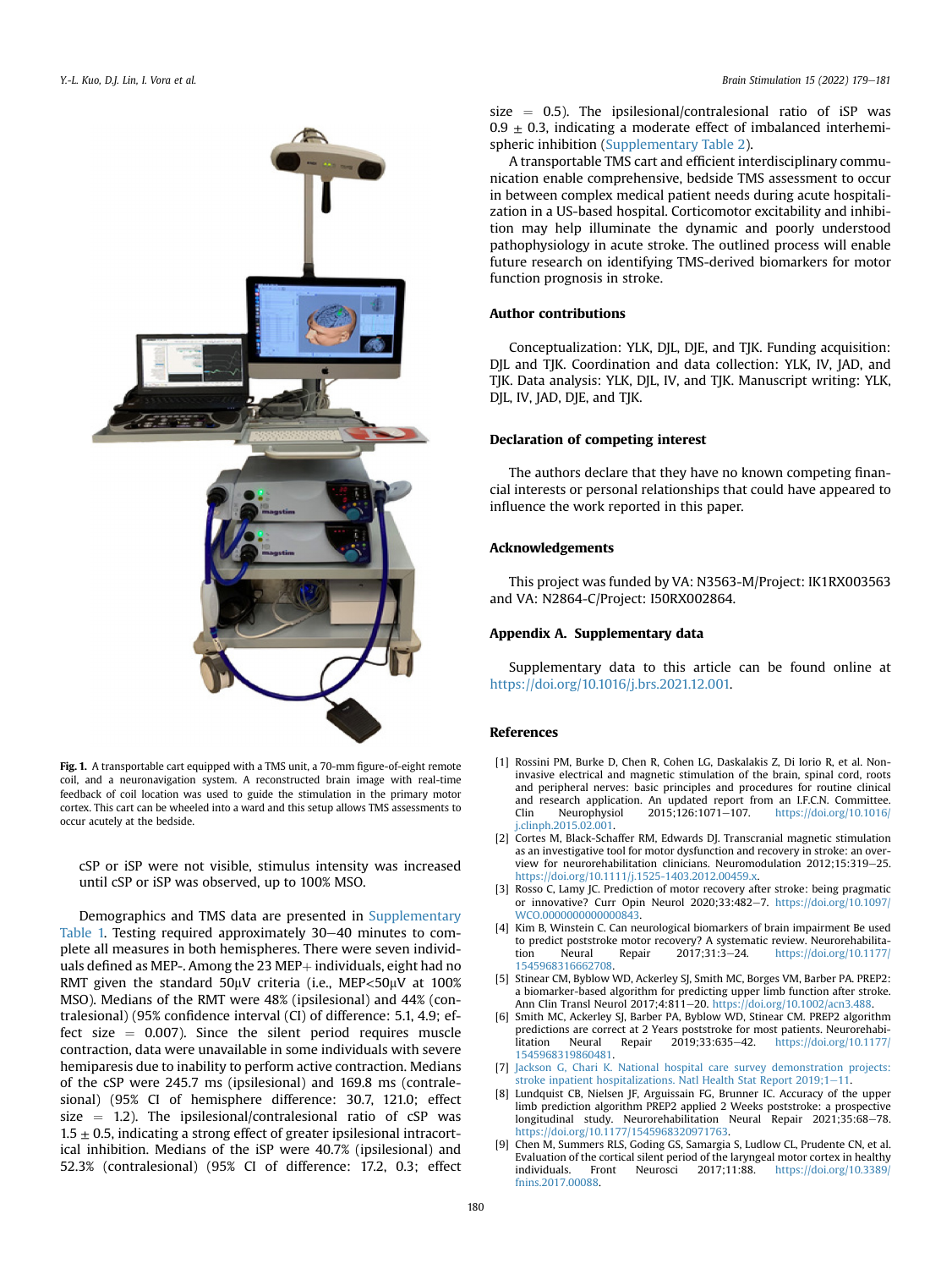Fig. 1. A transportable cart equipped with a TMS unit, a 70-mm figure-of-eight remote coil, and a neuronavigation system. A reconstructed brain image with real-time feedback of coil location was used to guide the stimulation in the primary motor cortex. This cart can be wheeled into a ward and this setup allows TMS assessments to occur acutely at the bedside.

cSP or iSP were not visible, stimulus intensity was increased until cSP or iSP was observed, up to 100% MSO.

Demographics and TMS data are presented in Supplementary Table 1. Testing required approximately 30–40 minutes to complete all measures in both hemispheres. There were seven individuals defined as MEP-. Among the 23 MEP+ individuals, eight had no RMT given the standard 50μV criteria (i.e., MEP<50μV at 100% MSO). Medians of the RMT were 48% (ipsilesional) and 44% (contralesional) (95% confidence interval (CI) of difference: 5.1, 4.9; effect size = 0.007). Since the silent period requires muscle contraction, data were unavailable in some individuals with severe hemiparesis due to inability to perform active contraction. Medians of the cSP were 245.7 ms (ipsilesional) and 169.8 ms (contralesional) (95% CI of hemisphere difference: 30.7, 121.0; effect size = 1.2). The ipsilesional/contralesional ratio of cSP was 1.5 ± 0.5, indicating a strong effect of greater ipsilesional intracortical inhibition. Medians of the iSP were 40.7% (ipsilesional) and 52.3% (contralesional) (95% CI of difference: 17.2, 0.3; effect size = 0.5). The ipsilesional/contralesional ratio of iSP was 0.9 ± 0.3, indicating a moderate effect of imbalanced interhemispheric inhibition (Supplementary Table 2).

A transportable TMS cart and efficient interdisciplinary communication enable comprehensive, bedside TMS assessment to occur in between complex medical patient needs during acute hospitalization in a US-based hospital. Corticomotor excitability and inhibition may help illuminate the dynamic and poorly understood pathophysiology in acute stroke. The outlined process will enable future research on identifying TMS-derived biomarkers for motor function prognosis in stroke.

## Author contributions

Conceptualization: YLK, DJL, DJE, and TJK. Funding acquisition: DJL and TJK. Coordination and data collection: YLK, IV, JAD, and TJK. Data analysis: YLK, DJL, IV, and TJK. Manuscript writing: YLK, DJL, IV, JAD, DJE, and TJK.

## Declaration of competing interest

The authors declare that they have no known competing financial interests or personal relationships that could have appeared to influence the work reported in this paper.

## Acknowledgements

This project was funded by VA: N3563-M/Project: IK1RX003563 and VA: N2864-C/Project: I50RX002864.

## Appendix A. Supplementary data

Supplementary data to this article can be found online at https://doi.org/10.1016/j.brs.2021.12.001.

## References

[1] Rossini PM, Burke D, Chen R, Cohen LG, Daskalakis Z, Di Iorio R, et al. Non-invasive electrical and magnetic stimulation of the brain, spinal cord, roots and peripheral nerves: basic principles and procedures for routine clinical and research application. An updated report from an I.F.C.N. Committee. Clin Neurophysiol 2015;126:1071–107. https://doi.org/10.1016/j.clinph.2015.02.001.

[2] Cortes M, Black-Schaffer RM, Edwards DJ. Transcranial magnetic stimulation as an investigative tool for motor dysfunction and recovery in stroke: an overview for neurorehabilitation clinicians. Neuromodulation 2012;15:319–25. https://doi.org/10.1111/j.1525-1403.2012.00459.x.

[3] Rosso C, Lamy JC. Prediction of motor recovery after stroke: being pragmatic or innovative? Curr Opin Neurol 2020;33:482–7. https://doi.org/10.1097/WCO.0000000000000843.

[4] Kim B, Winstein C. Can neurological biomarkers of brain impairment Be used to predict poststroke motor recovery? A systematic review. Neurorehabilitation Neural Repair 2017;31:3–24. https://doi.org/10.1177/1545968316662708.

[5] Stinear CM, Byblow WD, Ackerley SJ, Smith MC, Borges VM, Barber PA. PREP2: a biomarker-based algorithm for predicting upper limb function after stroke. Ann Clin Transl Neurol 2017;4:811–20. https://doi.org/10.1002/acn3.488.

[6] Smith MC, Ackerley SJ, Barber PA, Byblow WD, Stinear CM. PREP2 algorithm predictions are correct at 2 Years poststroke for most patients. Neurorehabilitation Neural Repair 2019;33:635–42. https://doi.org/10.1177/1545968319860481.

[7] Jackson G, Chari K. National hospital care survey demonstration projects: stroke inpatient hospitalizations. Natl Health Stat Report 2019;1–11.

[8] Lundquist CB, Nielsen JF, Arguissain FG, Brunner IC. Accuracy of the upper limb prediction algorithm PREP2 applied 2 Weeks poststroke: a prospective longitudinal study. Neurorehabilitation Neural Repair 2021;35:68–78. https://doi.org/10.1177/1545968320971763.

[9] Chen M, Summers RLS, Goding GS, Samargia S, Ludlow CL, Prudente CN, et al. Evaluation of the cortical silent period of the laryngeal motor cortex in healthy individuals. Front Neurosci 2017;11:88. https://doi.org/10.3389/fnins.2017.00088.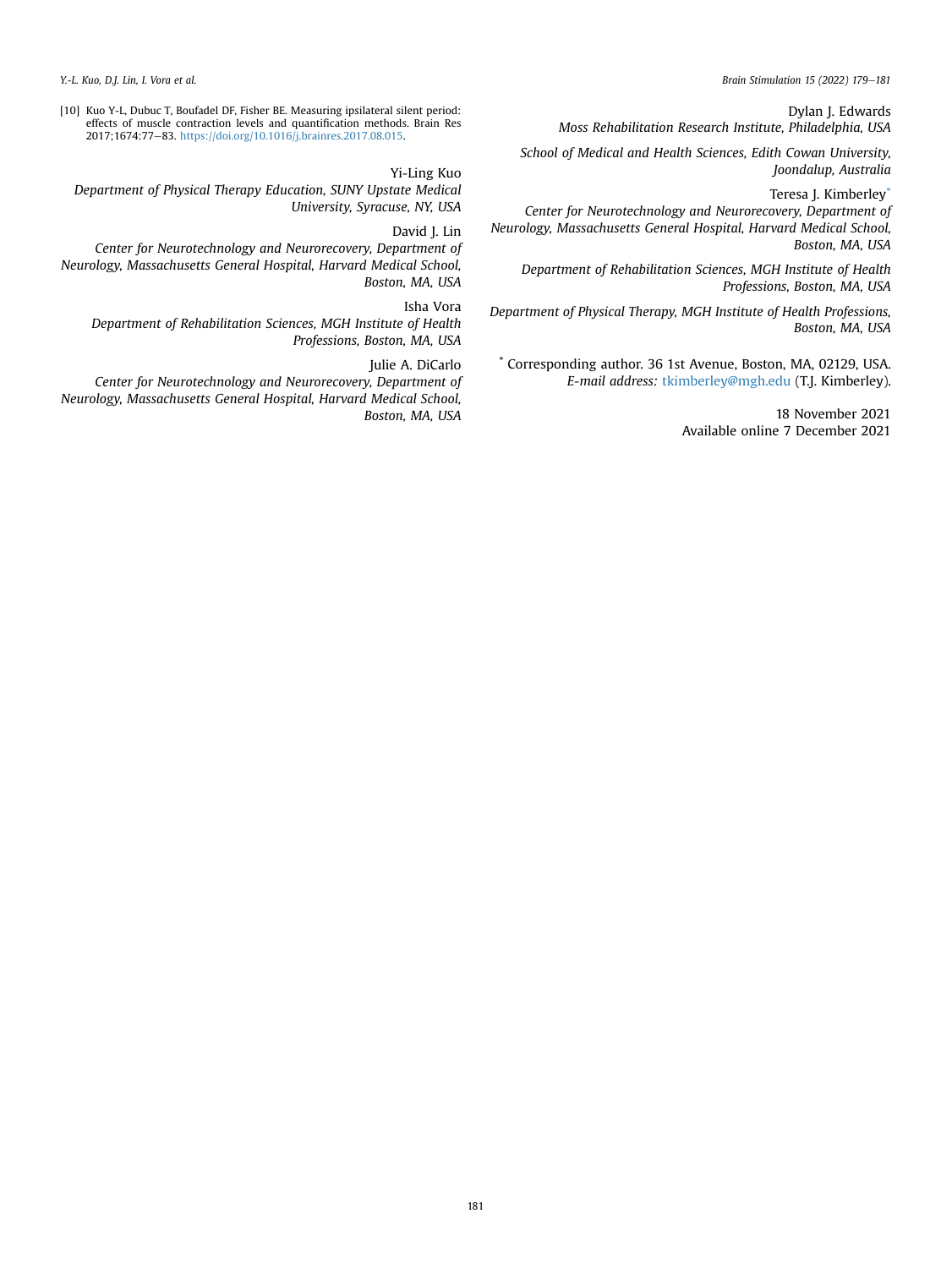[10] Kuo Y-L, Dubuc T, Boufadel DF, Fisher BE. Measuring ipsilateral silent period: effects of muscle contraction levels and quantification methods. Brain Res 2017;1674:77–83. https://doi.org/10.1016/j.brainres.2017.08.015.

Yi-Ling Kuo
*Department of Physical Therapy Education, SUNY Upstate Medical University, Syracuse, NY, USA*

David J. Lin
*Center for Neurotechnology and Neurorecovery, Department of Neurology, Massachusetts General Hospital, Harvard Medical School, Boston, MA, USA*

Isha Vora
*Department of Rehabilitation Sciences, MGH Institute of Health Professions, Boston, MA, USA*

Julie A. DiCarlo
*Center for Neurotechnology and Neurorecovery, Department of Neurology, Massachusetts General Hospital, Harvard Medical School, Boston, MA, USA*

Dylan J. Edwards
*Moss Rehabilitation Research Institute, Philadelphia, USA*

*School of Medical and Health Sciences, Edith Cowan University, Joondalup, Australia*

Teresa J. Kimberley*
*Center for Neurotechnology and Neurorecovery, Department of Neurology, Massachusetts General Hospital, Harvard Medical School, Boston, MA, USA*

*Department of Rehabilitation Sciences, MGH Institute of Health Professions, Boston, MA, USA*

*Department of Physical Therapy, MGH Institute of Health Professions, Boston, MA, USA*

\* Corresponding author. 36 1st Avenue, Boston, MA, 02129, USA.
*E-mail address:* tkimberley@mgh.edu (T.J. Kimberley).

18 November 2021
Available online 7 December 2021